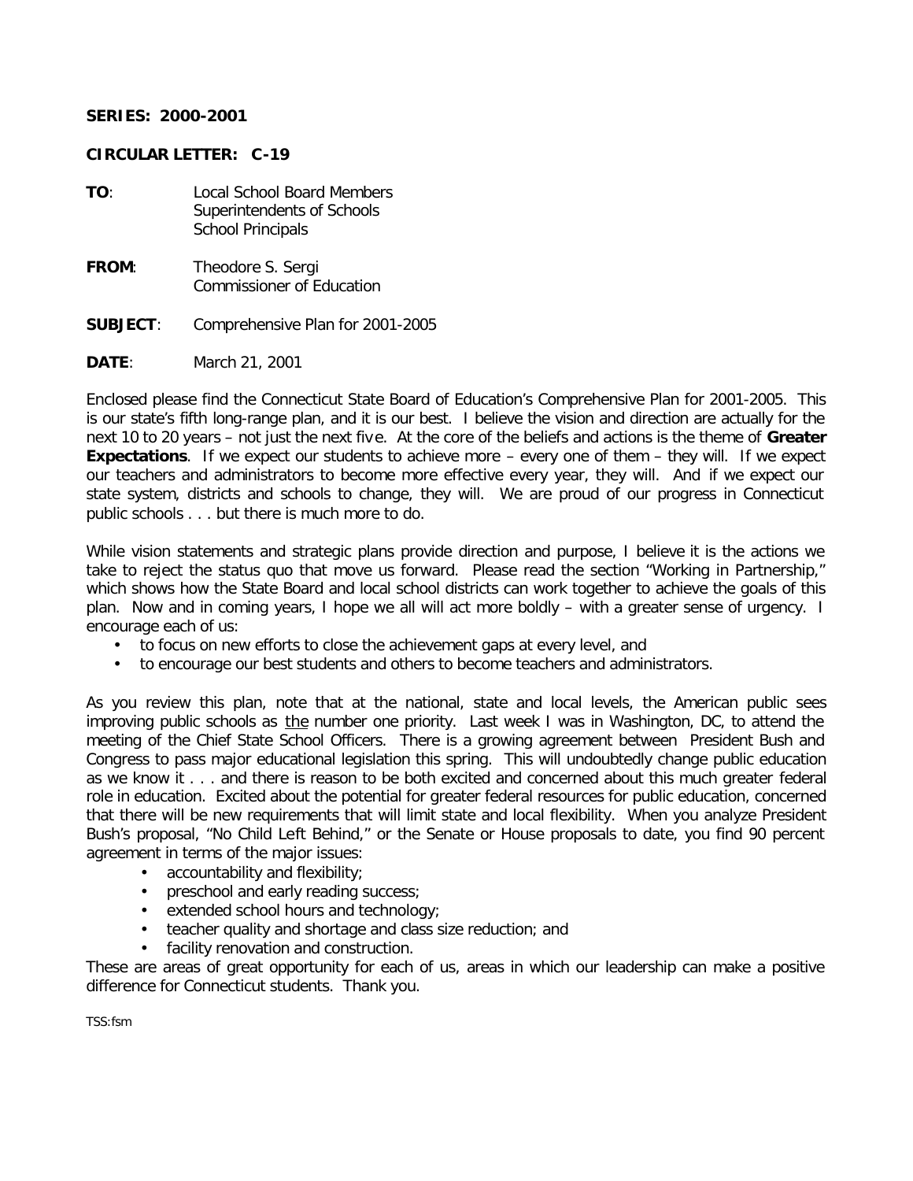**SERIES: 2000-2001**

**CIRCULAR LETTER: C-19**

**TO**: Local School Board Members
Superintendents of Schools
School Principals

**FROM**: Theodore S. Sergi
Commissioner of Education

**SUBJECT**: Comprehensive Plan for 2001-2005

**DATE**: March 21, 2001

Enclosed please find the Connecticut State Board of Education's Comprehensive Plan for 2001-2005. This is our state's fifth long-range plan, and it is our best. I believe the vision and direction are actually for the next 10 to 20 years – not just the next five. At the core of the beliefs and actions is the theme of **Greater Expectations**. If we expect our students to achieve more – every one of them – they will. If we expect our teachers and administrators to become more effective every year, they will. And if we expect our state system, districts and schools to change, they will. We are proud of our progress in Connecticut public schools . . . but there is much more to do.

While vision statements and strategic plans provide direction and purpose, I believe it is the actions we take to reject the status quo that move us forward. Please read the section "Working in Partnership," which shows how the State Board and local school districts can work together to achieve the goals of this plan. Now and in coming years, I hope we all will act more boldly – with a greater sense of urgency. I encourage each of us:

- to focus on new efforts to close the achievement gaps at every level, and
- to encourage our best students and others to become teachers and administrators.

As you review this plan, note that at the national, state and local levels, the American public sees improving public schools as the number one priority. Last week I was in Washington, DC, to attend the meeting of the Chief State School Officers. There is a growing agreement between President Bush and Congress to pass major educational legislation this spring. This will undoubtedly change public education as we know it . . . and there is reason to be both excited and concerned about this much greater federal role in education. Excited about the potential for greater federal resources for public education, concerned that there will be new requirements that will limit state and local flexibility. When you analyze President Bush's proposal, "No Child Left Behind," or the Senate or House proposals to date, you find 90 percent agreement in terms of the major issues:

- accountability and flexibility;
- preschool and early reading success;
- extended school hours and technology;
- teacher quality and shortage and class size reduction; and
- facility renovation and construction.

These are areas of great opportunity for each of us, areas in which our leadership can make a positive difference for Connecticut students. Thank you.

TSS:fsm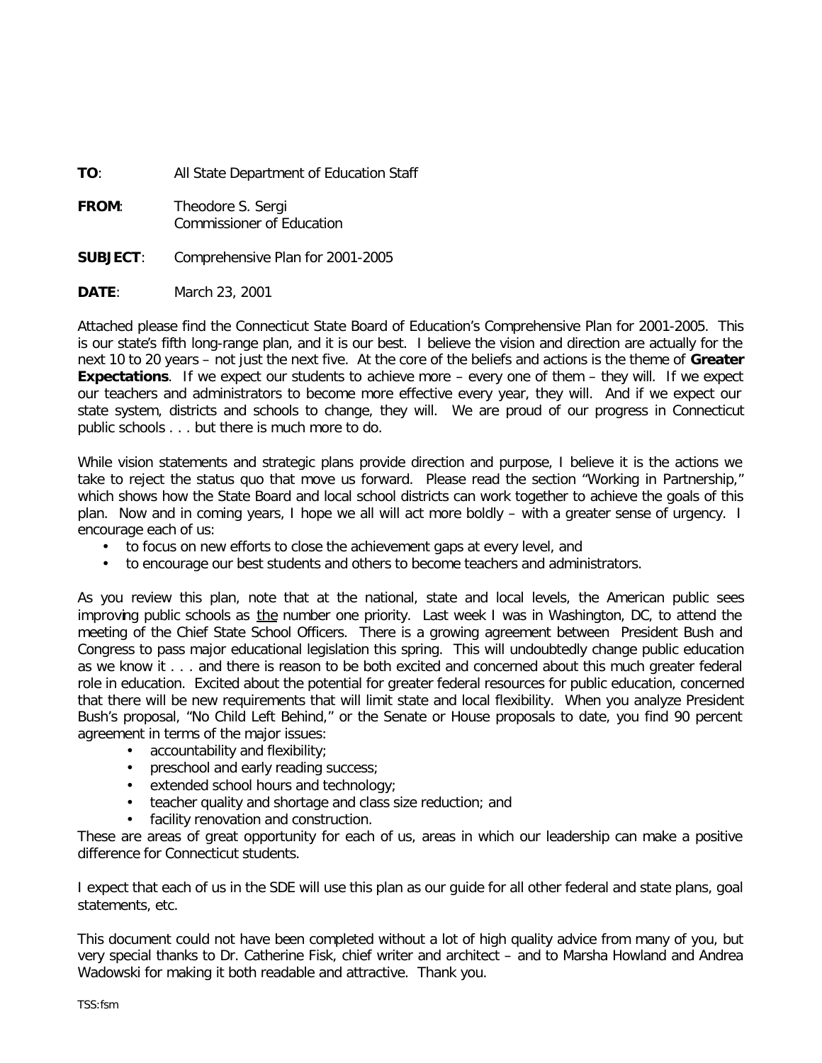**TO**: All State Department of Education Staff

**FROM**: Theodore S. Sergi
Commissioner of Education

**SUBJECT**: Comprehensive Plan for 2001-2005

**DATE**: March 23, 2001

Attached please find the Connecticut State Board of Education's Comprehensive Plan for 2001-2005. This is our state's fifth long-range plan, and it is our best. I believe the vision and direction are actually for the next 10 to 20 years – not just the next five. At the core of the beliefs and actions is the theme of **Greater Expectations**. If we expect our students to achieve more – every one of them – they will. If we expect our teachers and administrators to become more effective every year, they will. And if we expect our state system, districts and schools to change, they will. We are proud of our progress in Connecticut public schools . . . but there is much more to do.

While vision statements and strategic plans provide direction and purpose, I believe it is the actions we take to reject the status quo that move us forward. Please read the section "Working in Partnership," which shows how the State Board and local school districts can work together to achieve the goals of this plan. Now and in coming years, I hope we all will act more boldly – with a greater sense of urgency. I encourage each of us:

- to focus on new efforts to close the achievement gaps at every level, and
- to encourage our best students and others to become teachers and administrators.

As you review this plan, note that at the national, state and local levels, the American public sees improving public schools as <u>the</u> number one priority. Last week I was in Washington, DC, to attend the meeting of the Chief State School Officers. There is a growing agreement between President Bush and Congress to pass major educational legislation this spring. This will undoubtedly change public education as we know it . . . and there is reason to be both excited and concerned about this much greater federal role in education. Excited about the potential for greater federal resources for public education, concerned that there will be new requirements that will limit state and local flexibility. When you analyze President Bush's proposal, "No Child Left Behind," or the Senate or House proposals to date, you find 90 percent agreement in terms of the major issues:

- accountability and flexibility;
- preschool and early reading success;
- extended school hours and technology;
- teacher quality and shortage and class size reduction; and
- facility renovation and construction.

These are areas of great opportunity for each of us, areas in which our leadership can make a positive difference for Connecticut students.

I expect that each of us in the SDE will use this plan as our guide for all other federal and state plans, goal statements, etc.

This document could not have been completed without a lot of high quality advice from many of you, but very special thanks to Dr. Catherine Fisk, chief writer and architect – and to Marsha Howland and Andrea Wadowski for making it both readable and attractive. Thank you.

TSS:fsm